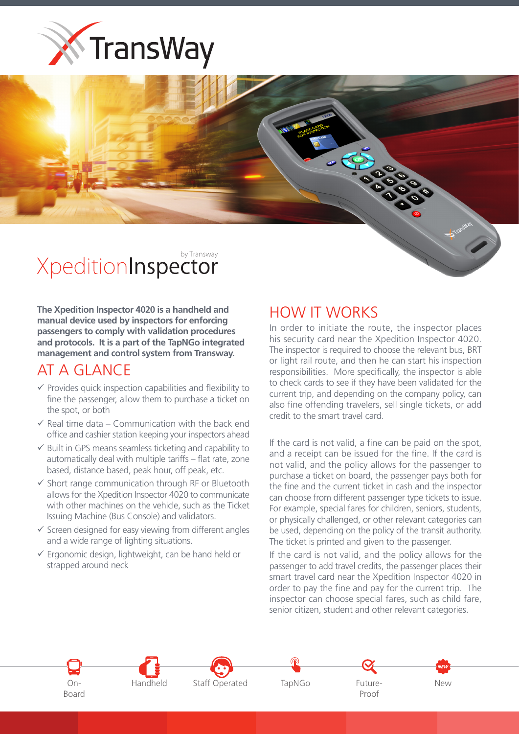# TransWay

# XpeditionInspector

by Transway

**The Xpedition Inspector 4020 is a handheld and manual device used by inspectors for enforcing passengers to comply with validation procedures and protocols. It is a part of the TapNGo integrated management and control system from Transway.**

## AT A GLANCE

- ✓ Provides quick inspection capabilities and flexibility to fine the passenger, allow them to purchase a ticket on the spot, or both
- ✓ Real time data – Communication with the back end office and cashier station keeping your inspectors ahead
- ✓ Built in GPS means seamless ticketing and capability to automatically deal with multiple tariffs – flat rate, zone based, distance based, peak hour, off peak, etc.
- ✓ Short range communication through RF or Bluetooth allows for the Xpedition Inspector 4020 to communicate with other machines on the vehicle, such as the Ticket Issuing Machine (Bus Console) and validators.
- ✓ Screen designed for easy viewing from different angles and a wide range of lighting situations.
- ✓ Ergonomic design, lightweight, can be hand held or strapped around neck

## HOW IT WORKS

In order to initiate the route, the inspector places his security card near the Xpedition Inspector 4020. The inspector is required to choose the relevant bus, BRT or light rail route, and then he can start his inspection responsibilities. More specifically, the inspector is able to check cards to see if they have been validated for the current trip, and depending on the company policy, can also fine offending travelers, sell single tickets, or add credit to the smart travel card.

If the card is not valid, a fine can be paid on the spot, and a receipt can be issued for the fine. If the card is not valid, and the policy allows for the passenger to purchase a ticket on board, the passenger pays both for the fine and the current ticket in cash and the inspector can choose from different passenger type tickets to issue. For example, special fares for children, seniors, students, or physically challenged, or other relevant categories can be used, depending on the policy of the transit authority. The ticket is printed and given to the passenger.

If the card is not valid, and the policy allows for the passenger to add travel credits, the passenger places their smart travel card near the Xpedition Inspector 4020 in order to pay the fine and pay for the current trip. The inspector can choose special fares, such as child fare, senior citizen, student and other relevant categories.

On-Board | Handheld | Staff Operated | TapNGo | Future-Proof | New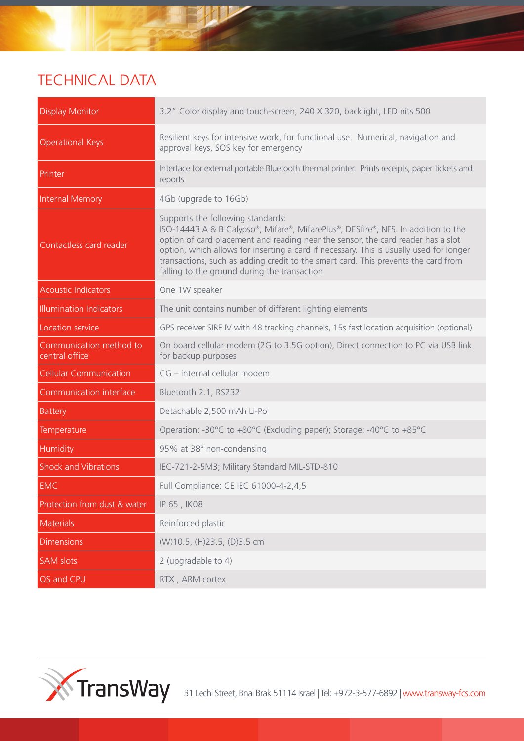# TECHNICAL DATA

| | |
|---|---|
| Display Monitor | 3.2" Color display and touch-screen, 240 X 320, backlight, LED nits 500 |
| Operational Keys | Resilient keys for intensive work, for functional use. Numerical, navigation and approval keys, SOS key for emergency |
| Printer | Interface for external portable Bluetooth thermal printer. Prints receipts, paper tickets and reports |
| Internal Memory | 4Gb (upgrade to 16Gb) |
| Contactless card reader | Supports the following standards: ISO-14443 A & B Calypso®, Mifare®, MifarePlus®, DESfire®, NFS. In addition to the option of card placement and reading near the sensor, the card reader has a slot option, which allows for inserting a card if necessary. This is usually used for longer transactions, such as adding credit to the smart card. This prevents the card from falling to the ground during the transaction |
| Acoustic Indicators | One 1W speaker |
| Illumination Indicators | The unit contains number of different lighting elements |
| Location service | GPS receiver SIRF IV with 48 tracking channels, 15s fast location acquisition (optional) |
| Communication method to central office | On board cellular modem (2G to 3.5G option), Direct connection to PC via USB link for backup purposes |
| Cellular Communication | CG – internal cellular modem |
| Communication interface | Bluetooth 2.1, RS232 |
| Battery | Detachable 2,500 mAh Li-Po |
| Temperature | Operation: -30°C to +80°C (Excluding paper); Storage: -40°C to +85°C |
| Humidity | 95% at 38° non-condensing |
| Shock and Vibrations | IEC-721-2-5M3; Military Standard MIL-STD-810 |
| EMC | Full Compliance: CE IEC 61000-4-2,4,5 |
| Protection from dust & water | IP 65 , IK08 |
| Materials | Reinforced plastic |
| Dimensions | (W)10.5, (H)23.5, (D)3.5 cm |
| SAM slots | 2 (upgradable to 4) |
| OS and CPU | RTX , ARM cortex |

TransWay

31 Lechi Street, Bnai Brak 51114 Israel | Tel: +972-3-577-6892 | www.transway-fcs.com